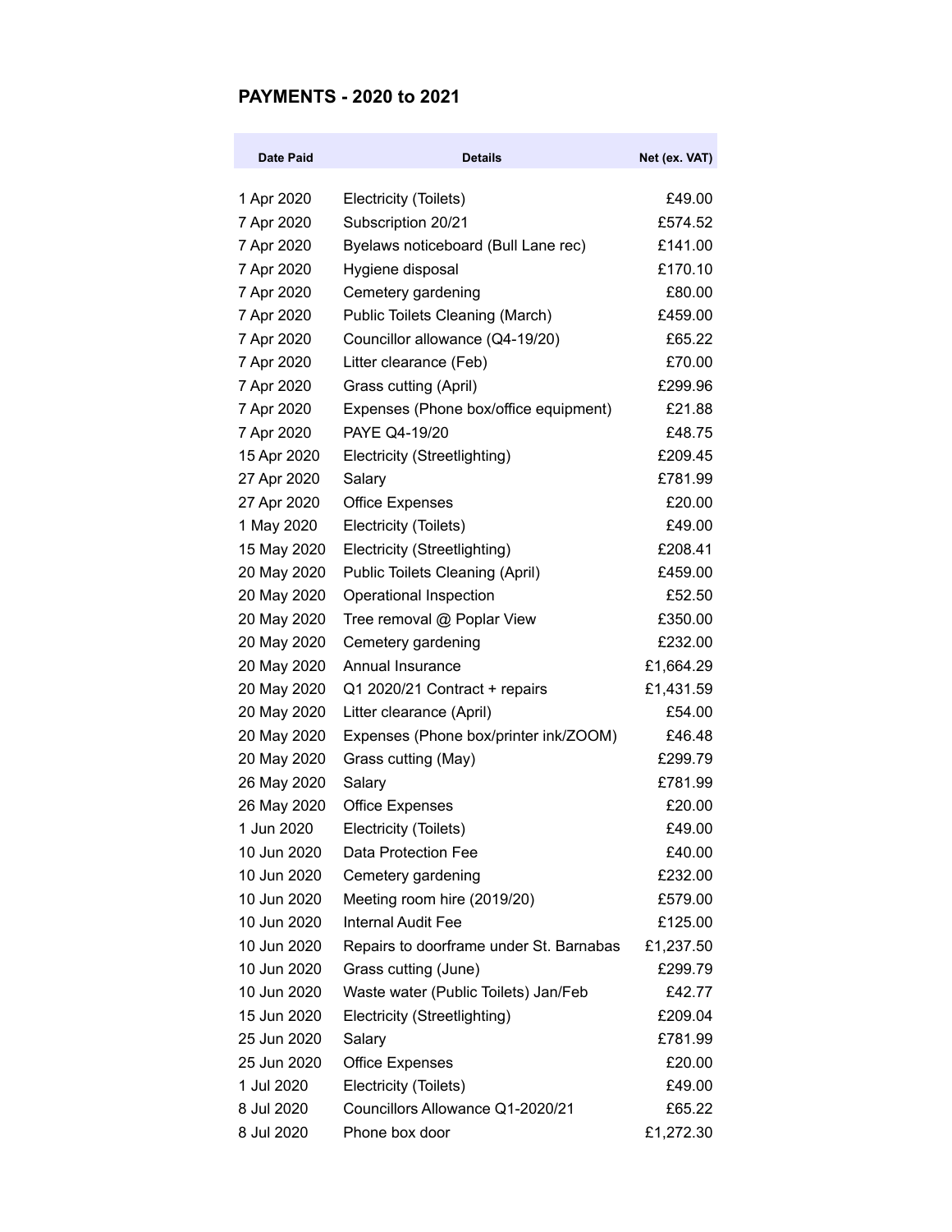## PAYMENTS - 2020 to 2021

| Date Paid | Details | Net (ex. VAT) |
|---|---|---|
| 1 Apr 2020 | Electricity (Toilets) | £49.00 |
| 7 Apr 2020 | Subscription 20/21 | £574.52 |
| 7 Apr 2020 | Byelaws noticeboard (Bull Lane rec) | £141.00 |
| 7 Apr 2020 | Hygiene disposal | £170.10 |
| 7 Apr 2020 | Cemetery gardening | £80.00 |
| 7 Apr 2020 | Public Toilets Cleaning (March) | £459.00 |
| 7 Apr 2020 | Councillor allowance (Q4-19/20) | £65.22 |
| 7 Apr 2020 | Litter clearance (Feb) | £70.00 |
| 7 Apr 2020 | Grass cutting (April) | £299.96 |
| 7 Apr 2020 | Expenses (Phone box/office equipment) | £21.88 |
| 7 Apr 2020 | PAYE Q4-19/20 | £48.75 |
| 15 Apr 2020 | Electricity (Streetlighting) | £209.45 |
| 27 Apr 2020 | Salary | £781.99 |
| 27 Apr 2020 | Office Expenses | £20.00 |
| 1 May 2020 | Electricity (Toilets) | £49.00 |
| 15 May 2020 | Electricity (Streetlighting) | £208.41 |
| 20 May 2020 | Public Toilets Cleaning (April) | £459.00 |
| 20 May 2020 | Operational Inspection | £52.50 |
| 20 May 2020 | Tree removal @ Poplar View | £350.00 |
| 20 May 2020 | Cemetery gardening | £232.00 |
| 20 May 2020 | Annual Insurance | £1,664.29 |
| 20 May 2020 | Q1 2020/21 Contract + repairs | £1,431.59 |
| 20 May 2020 | Litter clearance (April) | £54.00 |
| 20 May 2020 | Expenses (Phone box/printer ink/ZOOM) | £46.48 |
| 20 May 2020 | Grass cutting (May) | £299.79 |
| 26 May 2020 | Salary | £781.99 |
| 26 May 2020 | Office Expenses | £20.00 |
| 1 Jun 2020 | Electricity (Toilets) | £49.00 |
| 10 Jun 2020 | Data Protection Fee | £40.00 |
| 10 Jun 2020 | Cemetery gardening | £232.00 |
| 10 Jun 2020 | Meeting room hire (2019/20) | £579.00 |
| 10 Jun 2020 | Internal Audit Fee | £125.00 |
| 10 Jun 2020 | Repairs to doorframe under St. Barnabas | £1,237.50 |
| 10 Jun 2020 | Grass cutting (June) | £299.79 |
| 10 Jun 2020 | Waste water (Public Toilets) Jan/Feb | £42.77 |
| 15 Jun 2020 | Electricity (Streetlighting) | £209.04 |
| 25 Jun 2020 | Salary | £781.99 |
| 25 Jun 2020 | Office Expenses | £20.00 |
| 1 Jul 2020 | Electricity (Toilets) | £49.00 |
| 8 Jul 2020 | Councillors Allowance Q1-2020/21 | £65.22 |
| 8 Jul 2020 | Phone box door | £1,272.30 |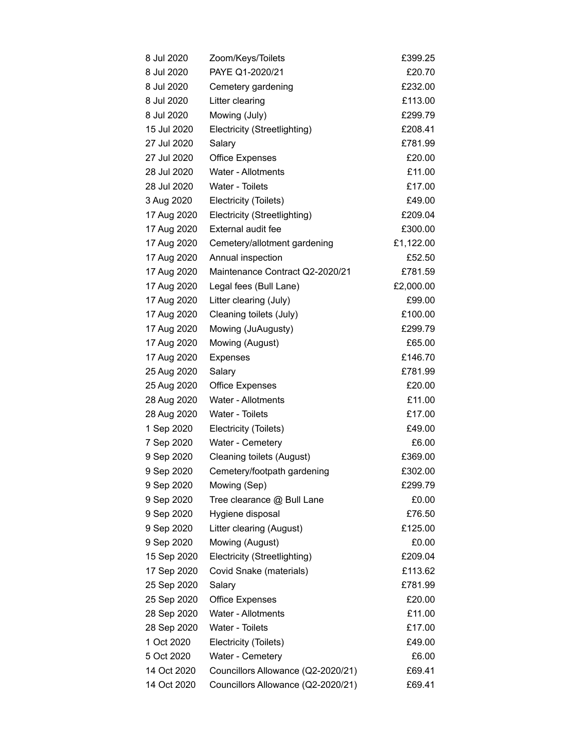| | | |
|---|---|---|
| 8 Jul 2020 | Zoom/Keys/Toilets | £399.25 |
| 8 Jul 2020 | PAYE Q1-2020/21 | £20.70 |
| 8 Jul 2020 | Cemetery gardening | £232.00 |
| 8 Jul 2020 | Litter clearing | £113.00 |
| 8 Jul 2020 | Mowing (July) | £299.79 |
| 15 Jul 2020 | Electricity (Streetlighting) | £208.41 |
| 27 Jul 2020 | Salary | £781.99 |
| 27 Jul 2020 | Office Expenses | £20.00 |
| 28 Jul 2020 | Water - Allotments | £11.00 |
| 28 Jul 2020 | Water - Toilets | £17.00 |
| 3 Aug 2020 | Electricity (Toilets) | £49.00 |
| 17 Aug 2020 | Electricity (Streetlighting) | £209.04 |
| 17 Aug 2020 | External audit fee | £300.00 |
| 17 Aug 2020 | Cemetery/allotment gardening | £1,122.00 |
| 17 Aug 2020 | Annual inspection | £52.50 |
| 17 Aug 2020 | Maintenance Contract Q2-2020/21 | £781.59 |
| 17 Aug 2020 | Legal fees (Bull Lane) | £2,000.00 |
| 17 Aug 2020 | Litter clearing (July) | £99.00 |
| 17 Aug 2020 | Cleaning toilets (July) | £100.00 |
| 17 Aug 2020 | Mowing (JuAugusty) | £299.79 |
| 17 Aug 2020 | Mowing (August) | £65.00 |
| 17 Aug 2020 | Expenses | £146.70 |
| 25 Aug 2020 | Salary | £781.99 |
| 25 Aug 2020 | Office Expenses | £20.00 |
| 28 Aug 2020 | Water - Allotments | £11.00 |
| 28 Aug 2020 | Water - Toilets | £17.00 |
| 1 Sep 2020 | Electricity (Toilets) | £49.00 |
| 7 Sep 2020 | Water - Cemetery | £6.00 |
| 9 Sep 2020 | Cleaning toilets (August) | £369.00 |
| 9 Sep 2020 | Cemetery/footpath gardening | £302.00 |
| 9 Sep 2020 | Mowing (Sep) | £299.79 |
| 9 Sep 2020 | Tree clearance @ Bull Lane | £0.00 |
| 9 Sep 2020 | Hygiene disposal | £76.50 |
| 9 Sep 2020 | Litter clearing (August) | £125.00 |
| 9 Sep 2020 | Mowing (August) | £0.00 |
| 15 Sep 2020 | Electricity (Streetlighting) | £209.04 |
| 17 Sep 2020 | Covid Snake (materials) | £113.62 |
| 25 Sep 2020 | Salary | £781.99 |
| 25 Sep 2020 | Office Expenses | £20.00 |
| 28 Sep 2020 | Water - Allotments | £11.00 |
| 28 Sep 2020 | Water - Toilets | £17.00 |
| 1 Oct 2020 | Electricity (Toilets) | £49.00 |
| 5 Oct 2020 | Water - Cemetery | £6.00 |
| 14 Oct 2020 | Councillors Allowance (Q2-2020/21) | £69.41 |
| 14 Oct 2020 | Councillors Allowance (Q2-2020/21) | £69.41 |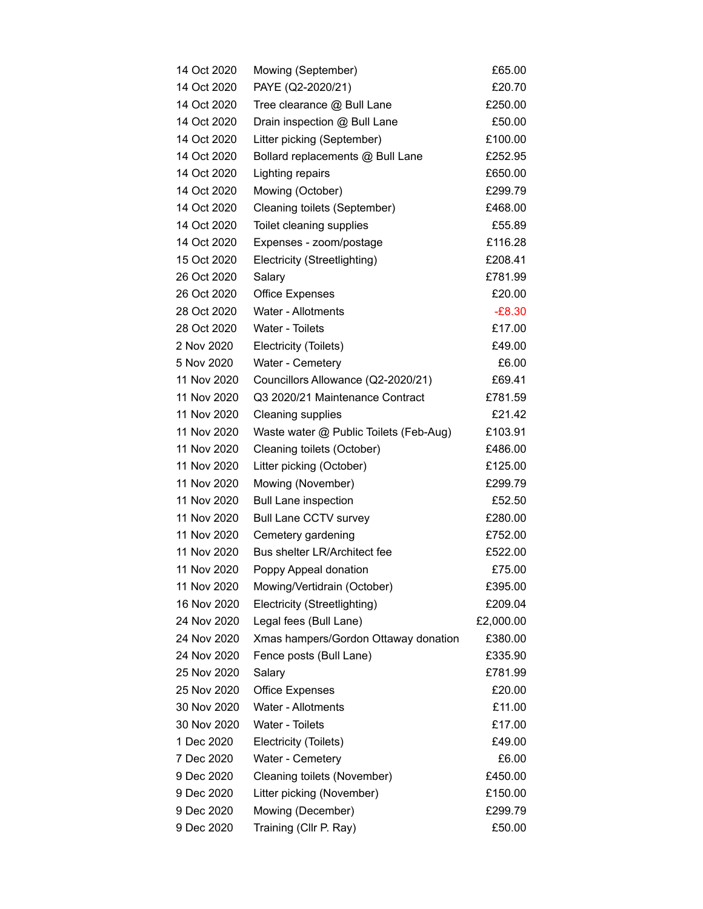| | | |
|---|---|---|
| 14 Oct 2020 | Mowing (September) | £65.00 |
| 14 Oct 2020 | PAYE (Q2-2020/21) | £20.70 |
| 14 Oct 2020 | Tree clearance @ Bull Lane | £250.00 |
| 14 Oct 2020 | Drain inspection @ Bull Lane | £50.00 |
| 14 Oct 2020 | Litter picking (September) | £100.00 |
| 14 Oct 2020 | Bollard replacements @ Bull Lane | £252.95 |
| 14 Oct 2020 | Lighting repairs | £650.00 |
| 14 Oct 2020 | Mowing (October) | £299.79 |
| 14 Oct 2020 | Cleaning toilets (September) | £468.00 |
| 14 Oct 2020 | Toilet cleaning supplies | £55.89 |
| 14 Oct 2020 | Expenses - zoom/postage | £116.28 |
| 15 Oct 2020 | Electricity (Streetlighting) | £208.41 |
| 26 Oct 2020 | Salary | £781.99 |
| 26 Oct 2020 | Office Expenses | £20.00 |
| 28 Oct 2020 | Water - Allotments | -£8.30 |
| 28 Oct 2020 | Water - Toilets | £17.00 |
| 2 Nov 2020 | Electricity (Toilets) | £49.00 |
| 5 Nov 2020 | Water - Cemetery | £6.00 |
| 11 Nov 2020 | Councillors Allowance (Q2-2020/21) | £69.41 |
| 11 Nov 2020 | Q3 2020/21 Maintenance Contract | £781.59 |
| 11 Nov 2020 | Cleaning supplies | £21.42 |
| 11 Nov 2020 | Waste water @ Public Toilets (Feb-Aug) | £103.91 |
| 11 Nov 2020 | Cleaning toilets (October) | £486.00 |
| 11 Nov 2020 | Litter picking (October) | £125.00 |
| 11 Nov 2020 | Mowing (November) | £299.79 |
| 11 Nov 2020 | Bull Lane inspection | £52.50 |
| 11 Nov 2020 | Bull Lane CCTV survey | £280.00 |
| 11 Nov 2020 | Cemetery gardening | £752.00 |
| 11 Nov 2020 | Bus shelter LR/Architect fee | £522.00 |
| 11 Nov 2020 | Poppy Appeal donation | £75.00 |
| 11 Nov 2020 | Mowing/Vertidrain (October) | £395.00 |
| 16 Nov 2020 | Electricity (Streetlighting) | £209.04 |
| 24 Nov 2020 | Legal fees (Bull Lane) | £2,000.00 |
| 24 Nov 2020 | Xmas hampers/Gordon Ottaway donation | £380.00 |
| 24 Nov 2020 | Fence posts (Bull Lane) | £335.90 |
| 25 Nov 2020 | Salary | £781.99 |
| 25 Nov 2020 | Office Expenses | £20.00 |
| 30 Nov 2020 | Water - Allotments | £11.00 |
| 30 Nov 2020 | Water - Toilets | £17.00 |
| 1 Dec 2020 | Electricity (Toilets) | £49.00 |
| 7 Dec 2020 | Water - Cemetery | £6.00 |
| 9 Dec 2020 | Cleaning toilets (November) | £450.00 |
| 9 Dec 2020 | Litter picking (November) | £150.00 |
| 9 Dec 2020 | Mowing (December) | £299.79 |
| 9 Dec 2020 | Training (Cllr P. Ray) | £50.00 |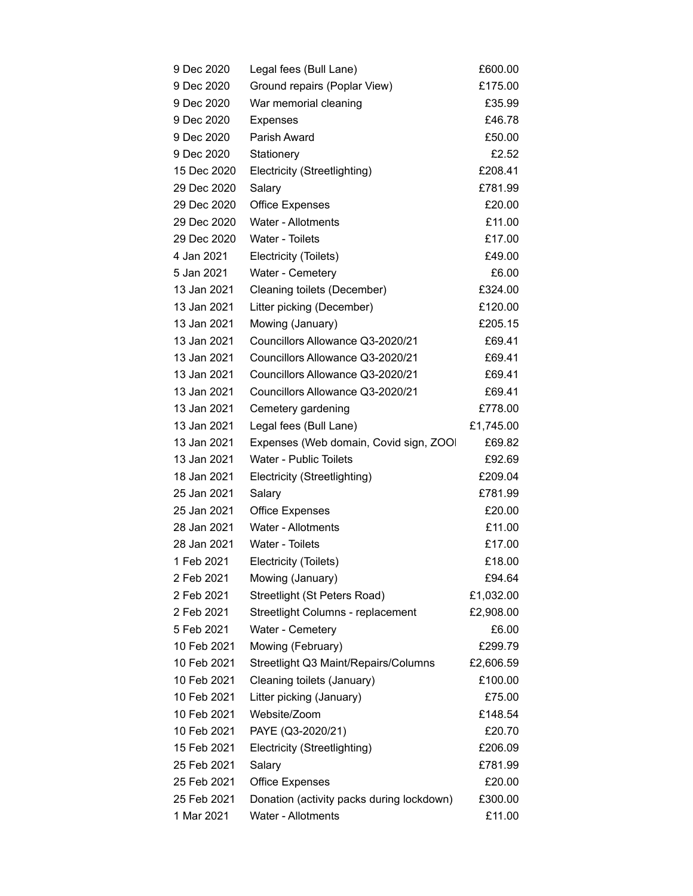| | | |
|---|---|---|
| 9 Dec 2020 | Legal fees (Bull Lane) | £600.00 |
| 9 Dec 2020 | Ground repairs (Poplar View) | £175.00 |
| 9 Dec 2020 | War memorial cleaning | £35.99 |
| 9 Dec 2020 | Expenses | £46.78 |
| 9 Dec 2020 | Parish Award | £50.00 |
| 9 Dec 2020 | Stationery | £2.52 |
| 15 Dec 2020 | Electricity (Streetlighting) | £208.41 |
| 29 Dec 2020 | Salary | £781.99 |
| 29 Dec 2020 | Office Expenses | £20.00 |
| 29 Dec 2020 | Water - Allotments | £11.00 |
| 29 Dec 2020 | Water - Toilets | £17.00 |
| 4 Jan 2021 | Electricity (Toilets) | £49.00 |
| 5 Jan 2021 | Water - Cemetery | £6.00 |
| 13 Jan 2021 | Cleaning toilets (December) | £324.00 |
| 13 Jan 2021 | Litter picking (December) | £120.00 |
| 13 Jan 2021 | Mowing (January) | £205.15 |
| 13 Jan 2021 | Councillors Allowance Q3-2020/21 | £69.41 |
| 13 Jan 2021 | Councillors Allowance Q3-2020/21 | £69.41 |
| 13 Jan 2021 | Councillors Allowance Q3-2020/21 | £69.41 |
| 13 Jan 2021 | Councillors Allowance Q3-2020/21 | £69.41 |
| 13 Jan 2021 | Cemetery gardening | £778.00 |
| 13 Jan 2021 | Legal fees (Bull Lane) | £1,745.00 |
| 13 Jan 2021 | Expenses (Web domain, Covid sign, ZOOI | £69.82 |
| 13 Jan 2021 | Water - Public Toilets | £92.69 |
| 18 Jan 2021 | Electricity (Streetlighting) | £209.04 |
| 25 Jan 2021 | Salary | £781.99 |
| 25 Jan 2021 | Office Expenses | £20.00 |
| 28 Jan 2021 | Water - Allotments | £11.00 |
| 28 Jan 2021 | Water - Toilets | £17.00 |
| 1 Feb 2021 | Electricity (Toilets) | £18.00 |
| 2 Feb 2021 | Mowing (January) | £94.64 |
| 2 Feb 2021 | Streetlight (St Peters Road) | £1,032.00 |
| 2 Feb 2021 | Streetlight Columns - replacement | £2,908.00 |
| 5 Feb 2021 | Water - Cemetery | £6.00 |
| 10 Feb 2021 | Mowing (February) | £299.79 |
| 10 Feb 2021 | Streetlight Q3 Maint/Repairs/Columns | £2,606.59 |
| 10 Feb 2021 | Cleaning toilets (January) | £100.00 |
| 10 Feb 2021 | Litter picking (January) | £75.00 |
| 10 Feb 2021 | Website/Zoom | £148.54 |
| 10 Feb 2021 | PAYE (Q3-2020/21) | £20.70 |
| 15 Feb 2021 | Electricity (Streetlighting) | £206.09 |
| 25 Feb 2021 | Salary | £781.99 |
| 25 Feb 2021 | Office Expenses | £20.00 |
| 25 Feb 2021 | Donation (activity packs during lockdown) | £300.00 |
| 1 Mar 2021 | Water - Allotments | £11.00 |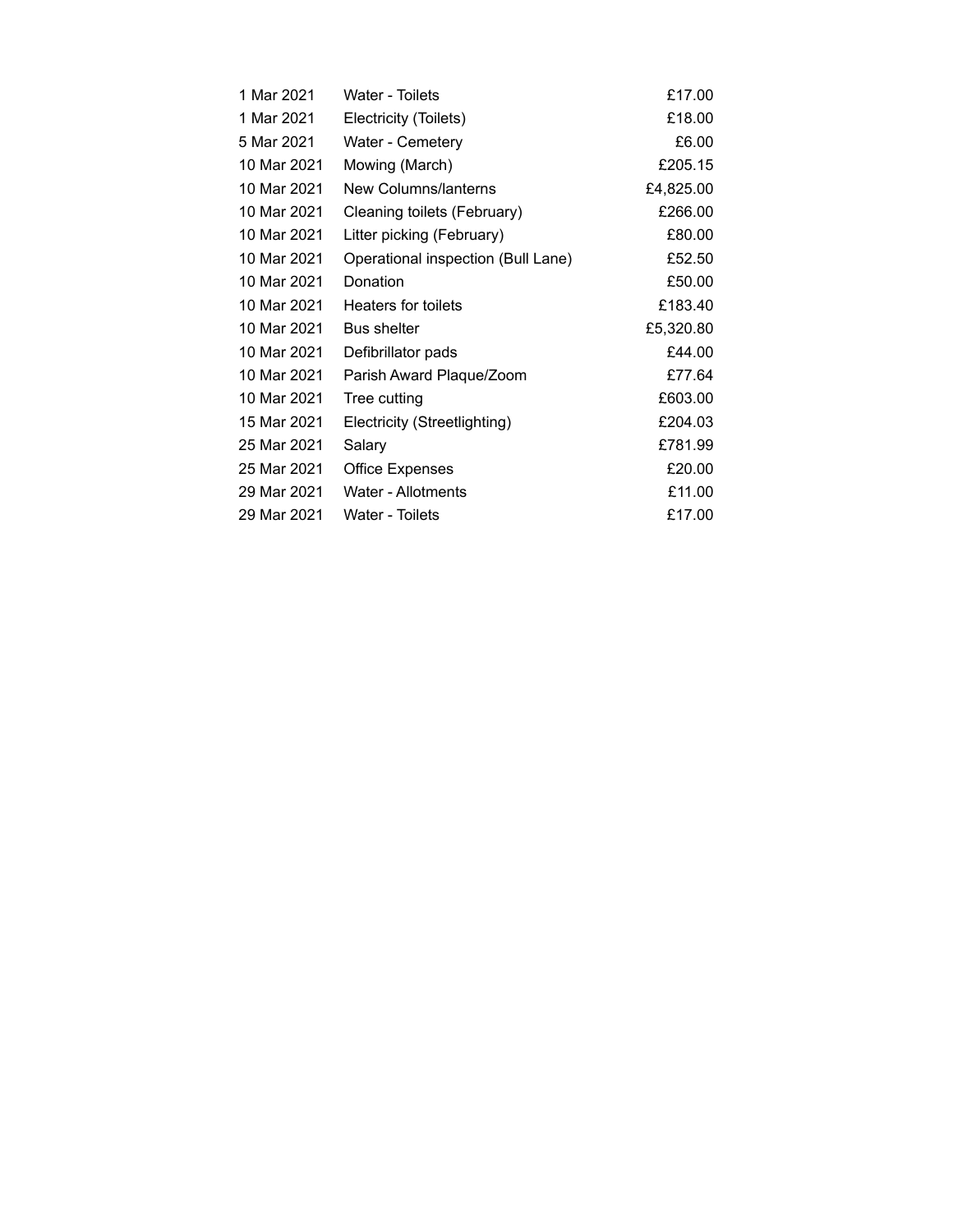| | | |
|---|---|---|
| 1 Mar 2021 | Water - Toilets | £17.00 |
| 1 Mar 2021 | Electricity (Toilets) | £18.00 |
| 5 Mar 2021 | Water - Cemetery | £6.00 |
| 10 Mar 2021 | Mowing (March) | £205.15 |
| 10 Mar 2021 | New Columns/lanterns | £4,825.00 |
| 10 Mar 2021 | Cleaning toilets (February) | £266.00 |
| 10 Mar 2021 | Litter picking (February) | £80.00 |
| 10 Mar 2021 | Operational inspection (Bull Lane) | £52.50 |
| 10 Mar 2021 | Donation | £50.00 |
| 10 Mar 2021 | Heaters for toilets | £183.40 |
| 10 Mar 2021 | Bus shelter | £5,320.80 |
| 10 Mar 2021 | Defibrillator pads | £44.00 |
| 10 Mar 2021 | Parish Award Plaque/Zoom | £77.64 |
| 10 Mar 2021 | Tree cutting | £603.00 |
| 15 Mar 2021 | Electricity (Streetlighting) | £204.03 |
| 25 Mar 2021 | Salary | £781.99 |
| 25 Mar 2021 | Office Expenses | £20.00 |
| 29 Mar 2021 | Water - Allotments | £11.00 |
| 29 Mar 2021 | Water - Toilets | £17.00 |